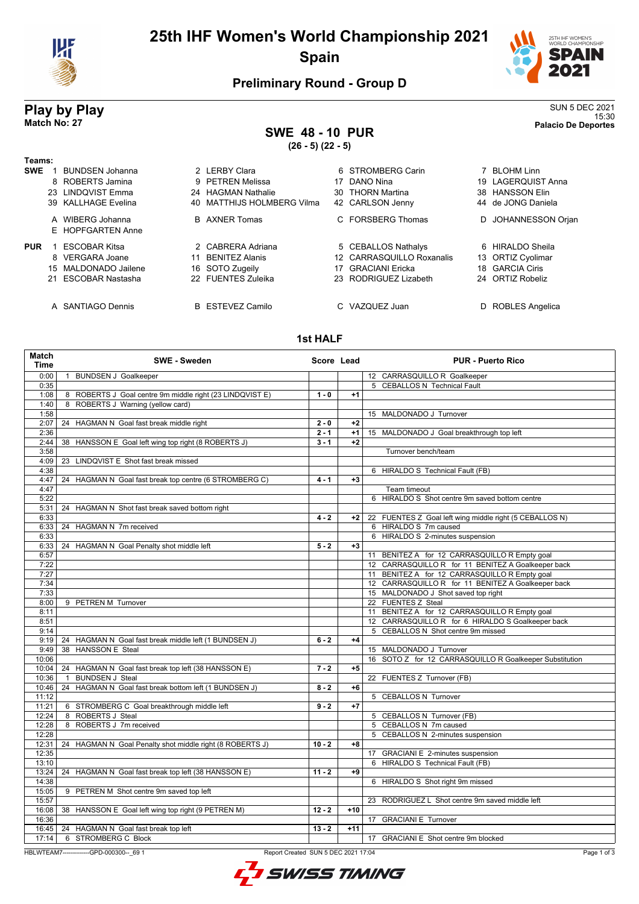# 25th IHF Women's World Championship 2021

## Spain

### Preliminary Round - Group D

## Play by Play

**Match No: 27**

SUN 5 DEC 2021
15:30
**Palacio De Deportes**

## SWE 48 - 10 PUR

**(26 - 5) (22 - 5)**

**Teams:**

**SWE**

| | | | |
|---|---|---|---|
| 1 BUNDSEN Johanna | 2 LERBY Clara | 6 STROMBERG Carin | 7 BLOHM Linn |
| 8 ROBERTS Jamina | 9 PETREN Melissa | 17 DANO Nina | 19 LAGERQUIST Anna |
| 23 LINDQVIST Emma | 24 HAGMAN Nathalie | 30 THORN Martina | 38 HANSSON Elin |
| 39 KALLHAGE Evelina | 40 MATTHIJS HOLMBERG Vilma | 42 CARLSON Jenny | 44 de JONG Daniela |
| A WIBERG Johanna | B AXNER Tomas | C FORSBERG Thomas | D JOHANNESSON Orjan |
| E HOPFGARTEN Anne | | | |

**PUR**

| | | | |
|---|---|---|---|
| 1 ESCOBAR Kitsa | 2 CABRERA Adriana | 5 CEBALLOS Nathalys | 6 HIRALDO Sheila |
| 8 VERGARA Joane | 11 BENITEZ Alanis | 12 CARRASQUILLO Roxanalis | 13 ORTIZ Cyolimar |
| 15 MALDONADO Jailene | 16 SOTO Zugeily | 17 GRACIANI Ericka | 18 GARCIA Ciris |
| 21 ESCOBAR Nastasha | 22 FUENTES Zuleika | 23 RODRIGUEZ Lizabeth | 24 ORTIZ Robeliz |
| A SANTIAGO Dennis | B ESTEVEZ Camilo | C VAZQUEZ Juan | D ROBLES Angelica |

### 1st HALF

| Match Time | SWE - Sweden | Score | Lead | PUR - Puerto Rico |
|---|---|---|---|---|
| 0:00 | 1 BUNDSEN J Goalkeeper | | | 12 CARRASQUILLO R Goalkeeper |
| 0:35 | | | | 5 CEBALLOS N Technical Fault |
| 1:08 | 8 ROBERTS J Goal centre 9m middle right (23 LINDQVIST E) | 1 - 0 | +1 | |
| 1:40 | 8 ROBERTS J Warning (yellow card) | | | |
| 1:58 | | | | 15 MALDONADO J Turnover |
| 2:07 | 24 HAGMAN N Goal fast break middle right | 2 - 0 | +2 | |
| 2:36 | | 2 - 1 | +1 | 15 MALDONADO J Goal breakthrough top left |
| 2:44 | 38 HANSSON E Goal left wing top right (8 ROBERTS J) | 3 - 1 | +2 | |
| 3:58 | | | | Turnover bench/team |
| 4:09 | 23 LINDQVIST E Shot fast break missed | | | |
| 4:38 | | | | 6 HIRALDO S Technical Fault (FB) |
| 4:47 | 24 HAGMAN N Goal fast break top centre (6 STROMBERG C) | 4 - 1 | +3 | |
| 4:47 | | | | Team timeout |
| 5:22 | | | | 6 HIRALDO S Shot centre 9m saved bottom centre |
| 5:31 | 24 HAGMAN N Shot fast break saved bottom right | | | |
| 6:33 | | 4 - 2 | +2 | 22 FUENTES Z Goal left wing middle right (5 CEBALLOS N) |
| 6:33 | 24 HAGMAN N 7m received | | | 6 HIRALDO S 7m caused |
| 6:33 | | | | 6 HIRALDO S 2-minutes suspension |
| 6:33 | 24 HAGMAN N Goal Penalty shot middle left | 5 - 2 | +3 | |
| 6:57 | | | | 11 BENITEZ A for 12 CARRASQUILLO R Empty goal |
| 7:22 | | | | 12 CARRASQUILLO R for 11 BENITEZ A Goalkeeper back |
| 7:27 | | | | 11 BENITEZ A for 12 CARRASQUILLO R Empty goal |
| 7:34 | | | | 12 CARRASQUILLO R for 11 BENITEZ A Goalkeeper back |
| 7:33 | | | | 15 MALDONADO J Shot saved top right |
| 8:00 | 9 PETREN M Turnover | | | 22 FUENTES Z Steal |
| 8:11 | | | | 11 BENITEZ A for 12 CARRASQUILLO R Empty goal |
| 8:51 | | | | 12 CARRASQUILLO R for 6 HIRALDO S Goalkeeper back |
| 9:14 | | | | 5 CEBALLOS N Shot centre 9m missed |
| 9:19 | 24 HAGMAN N Goal fast break middle left (1 BUNDSEN J) | 6 - 2 | +4 | |
| 9:49 | 38 HANSSON E Steal | | | 15 MALDONADO J Turnover |
| 10:06 | | | | 16 SOTO Z for 12 CARRASQUILLO R Goalkeeper Substitution |
| 10:04 | 24 HAGMAN N Goal fast break top left (38 HANSSON E) | 7 - 2 | +5 | |
| 10:36 | 1 BUNDSEN J Steal | | | 22 FUENTES Z Turnover (FB) |
| 10:46 | 24 HAGMAN N Goal fast break bottom left (1 BUNDSEN J) | 8 - 2 | +6 | |
| 11:12 | | | | 5 CEBALLOS N Turnover |
| 11:21 | 6 STROMBERG C Goal breakthrough middle left | 9 - 2 | +7 | |
| 12:24 | 8 ROBERTS J Steal | | | 5 CEBALLOS N Turnover (FB) |
| 12:28 | 8 ROBERTS J 7m received | | | 5 CEBALLOS N 7m caused |
| 12:28 | | | | 5 CEBALLOS N 2-minutes suspension |
| 12:31 | 24 HAGMAN N Goal Penalty shot middle right (8 ROBERTS J) | 10 - 2 | +8 | |
| 12:35 | | | | 17 GRACIANI E 2-minutes suspension |
| 13:10 | | | | 6 HIRALDO S Technical Fault (FB) |
| 13:24 | 24 HAGMAN N Goal fast break top left (38 HANSSON E) | 11 - 2 | +9 | |
| 14:38 | | | | 6 HIRALDO S Shot right 9m missed |
| 15:05 | 9 PETREN M Shot centre 9m saved top left | | | |
| 15:57 | | | | 23 RODRIGUEZ L Shot centre 9m saved middle left |
| 16:08 | 38 HANSSON E Goal left wing top right (9 PETREN M) | 12 - 2 | +10 | |
| 16:36 | | | | 17 GRACIANI E Turnover |
| 16:45 | 24 HAGMAN N Goal fast break top left | 13 - 2 | +11 | |
| 17:14 | 6 STROMBERG C Block | | | 17 GRACIANI E Shot centre 9m blocked |

HBLWTEAM7-------------GPD-000300--_69 1 Report Created SUN 5 DEC 2021 17:04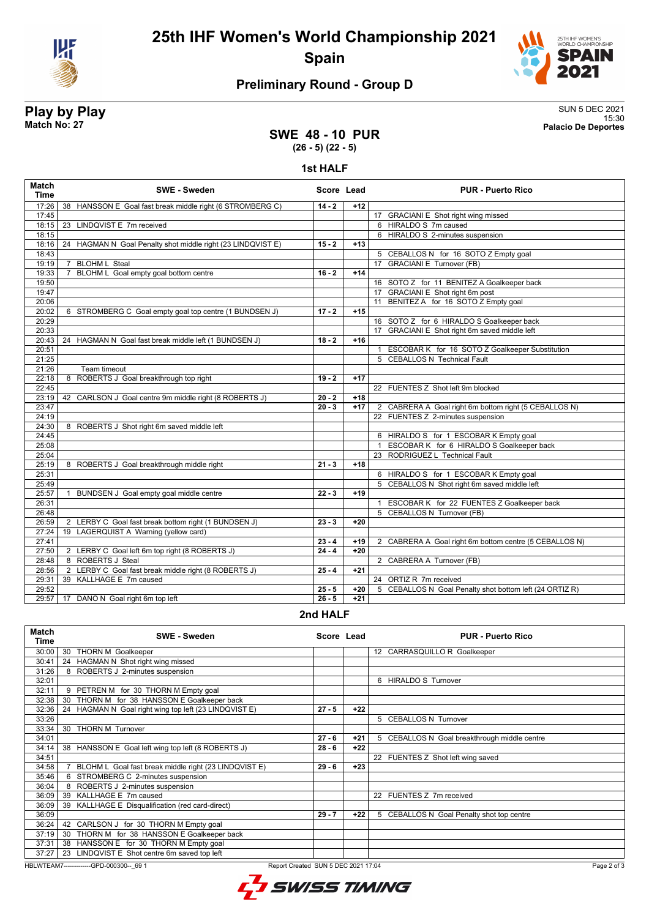# 25th IHF Women's World Championship 2021

**Spain**

## Preliminary Round - Group D

**Play by Play**
**Match No: 27**

SUN 5 DEC 2021
15:30
**Palacio De Deportes**

### SWE 48 - 10 PUR
**(26 - 5) (22 - 5)**

### 1st HALF

| Match Time | SWE - Sweden | Score | Lead | PUR - Puerto Rico |
|---|---|---|---|---|
| 17:26 | 38 HANSSON E Goal fast break middle right (6 STROMBERG C) | 14 - 2 | +12 | |
| 17:45 | | | | 17 GRACIANI E Shot right wing missed |
| 18:15 | 23 LINDQVIST E 7m received | | | 6 HIRALDO S 7m caused |
| 18:15 | | | | 6 HIRALDO S 2-minutes suspension |
| 18:16 | 24 HAGMAN N Goal Penalty shot middle right (23 LINDQVIST E) | 15 - 2 | +13 | |
| 18:43 | | | | 5 CEBALLOS N for 16 SOTO Z Empty goal |
| 19:19 | 7 BLOHM L Steal | | | 17 GRACIANI E Turnover (FB) |
| 19:33 | 7 BLOHM L Goal empty goal bottom centre | 16 - 2 | +14 | |
| 19:50 | | | | 16 SOTO Z for 11 BENITEZ A Goalkeeper back |
| 19:47 | | | | 17 GRACIANI E Shot right 6m post |
| 20:06 | | | | 11 BENITEZ A for 16 SOTO Z Empty goal |
| 20:02 | 6 STROMBERG C Goal empty goal top centre (1 BUNDSEN J) | 17 - 2 | +15 | |
| 20:29 | | | | 16 SOTO Z for 6 HIRALDO S Goalkeeper back |
| 20:33 | | | | 17 GRACIANI E Shot right 6m saved middle left |
| 20:43 | 24 HAGMAN N Goal fast break middle left (1 BUNDSEN J) | 18 - 2 | +16 | |
| 20:51 | | | | 1 ESCOBAR K for 16 SOTO Z Goalkeeper Substitution |
| 21:25 | | | | 5 CEBALLOS N Technical Fault |
| 21:26 | Team timeout | | | |
| 22:18 | 8 ROBERTS J Goal breakthrough top right | 19 - 2 | +17 | |
| 22:45 | | | | 22 FUENTES Z Shot left 9m blocked |
| 23:19 | 42 CARLSON J Goal centre 9m middle right (8 ROBERTS J) | 20 - 2 | +18 | |
| 23:47 | | 20 - 3 | +17 | 2 CABRERA A Goal right 6m bottom right (5 CEBALLOS N) |
| 24:19 | | | | 22 FUENTES Z 2-minutes suspension |
| 24:30 | 8 ROBERTS J Shot right 6m saved middle left | | | |
| 24:45 | | | | 6 HIRALDO S for 1 ESCOBAR K Empty goal |
| 25:08 | | | | 1 ESCOBAR K for 6 HIRALDO S Goalkeeper back |
| 25:04 | | | | 23 RODRIGUEZ L Technical Fault |
| 25:19 | 8 ROBERTS J Goal breakthrough middle right | 21 - 3 | +18 | |
| 25:31 | | | | 6 HIRALDO S for 1 ESCOBAR K Empty goal |
| 25:49 | | | | 5 CEBALLOS N Shot right 6m saved middle left |
| 25:57 | 1 BUNDSEN J Goal empty goal middle centre | 22 - 3 | +19 | |
| 26:31 | | | | 1 ESCOBAR K for 22 FUENTES Z Goalkeeper back |
| 26:48 | | | | 5 CEBALLOS N Turnover (FB) |
| 26:59 | 2 LERBY C Goal fast break bottom right (1 BUNDSEN J) | 23 - 3 | +20 | |
| 27:24 | 19 LAGERQUIST A Warning (yellow card) | | | |
| 27:41 | | 23 - 4 | +19 | 2 CABRERA A Goal right 6m bottom centre (5 CEBALLOS N) |
| 27:50 | 2 LERBY C Goal left 6m top right (8 ROBERTS J) | 24 - 4 | +20 | |
| 28:48 | 8 ROBERTS J Steal | | | 2 CABRERA A Turnover (FB) |
| 28:56 | 2 LERBY C Goal fast break middle right (8 ROBERTS J) | 25 - 4 | +21 | |
| 29:31 | 39 KALLHAGE E 7m caused | | | 24 ORTIZ R 7m received |
| 29:52 | | 25 - 5 | +20 | 5 CEBALLOS N Goal Penalty shot bottom left (24 ORTIZ R) |
| 29:57 | 17 DANO N Goal right 6m top left | 26 - 5 | +21 | |

### 2nd HALF

| Match Time | SWE - Sweden | Score | Lead | PUR - Puerto Rico |
|---|---|---|---|---|
| 30:00 | 30 THORN M Goalkeeper | | | 12 CARRASQUILLO R Goalkeeper |
| 30:41 | 24 HAGMAN N Shot right wing missed | | | |
| 31:26 | 8 ROBERTS J 2-minutes suspension | | | |
| 32:01 | | | | 6 HIRALDO S Turnover |
| 32:11 | 9 PETREN M for 30 THORN M Empty goal | | | |
| 32:38 | 30 THORN M for 38 HANSSON E Goalkeeper back | | | |
| 32:36 | 24 HAGMAN N Goal right wing top left (23 LINDQVIST E) | 27 - 5 | +22 | |
| 33:26 | | | | 5 CEBALLOS N Turnover |
| 33:34 | 30 THORN M Turnover | | | |
| 34:01 | | 27 - 6 | +21 | 5 CEBALLOS N Goal breakthrough middle centre |
| 34:14 | 38 HANSSON E Goal left wing top left (8 ROBERTS J) | 28 - 6 | +22 | |
| 34:51 | | | | 22 FUENTES Z Shot left wing saved |
| 34:58 | 7 BLOHM L Goal fast break middle right (23 LINDQVIST E) | 29 - 6 | +23 | |
| 35:46 | 6 STROMBERG C 2-minutes suspension | | | |
| 36:04 | 8 ROBERTS J 2-minutes suspension | | | |
| 36:09 | 39 KALLHAGE E 7m caused | | | 22 FUENTES Z 7m received |
| 36:09 | 39 KALLHAGE E Disqualification (red card-direct) | | | |
| 36:09 | | 29 - 7 | +22 | 5 CEBALLOS N Goal Penalty shot top centre |
| 36:24 | 42 CARLSON J for 30 THORN M Empty goal | | | |
| 37:19 | 30 THORN M for 38 HANSSON E Goalkeeper back | | | |
| 37:31 | 38 HANSSON E for 30 THORN M Empty goal | | | |
| 37:27 | 23 LINDQVIST E Shot centre 6m saved top left | | | |

HBLWTEAM7-------------GPD-000300--_69 1 Report Created SUN 5 DEC 2021 17:04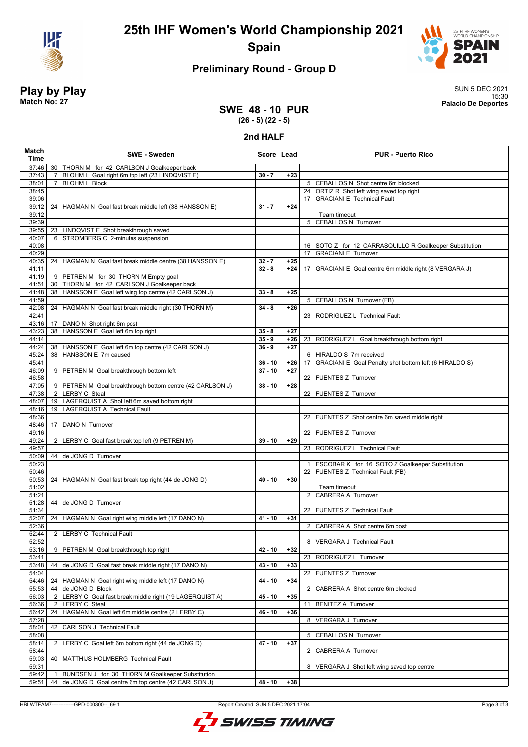# 25th IHF Women's World Championship 2021

## Spain

### Preliminary Round - Group D

**Play by Play**
**Match No: 27**

SUN 5 DEC 2021
15:30
**Palacio De Deportes**

## SWE 48 - 10 PUR

**(26 - 5) (22 - 5)**

### 2nd HALF

| Match Time | SWE - Sweden | Score | Lead | PUR - Puerto Rico |
|---|---|---|---|---|
| 37:46 | 30 THORN M for 42 CARLSON J Goalkeeper back | | | |
| 37:43 | 7 BLOHM L Goal right 6m top left (23 LINDQVIST E) | 30 - 7 | +23 | |
| 38:01 | 7 BLOHM L Block | | | 5 CEBALLOS N Shot centre 6m blocked |
| 38:45 | | | | 24 ORTIZ R Shot left wing saved top right |
| 39:06 | | | | 17 GRACIANI E Technical Fault |
| 39:12 | 24 HAGMAN N Goal fast break middle left (38 HANSSON E) | 31 - 7 | +24 | |
| 39:12 | | | | Team timeout |
| 39:39 | | | | 5 CEBALLOS N Turnover |
| 39:55 | 23 LINDQVIST E Shot breakthrough saved | | | |
| 40:07 | 6 STROMBERG C 2-minutes suspension | | | |
| 40:08 | | | | 16 SOTO Z for 12 CARRASQUILLO R Goalkeeper Substitution |
| 40:29 | | | | 17 GRACIANI E Turnover |
| 40:35 | 24 HAGMAN N Goal fast break middle centre (38 HANSSON E) | 32 - 7 | +25 | |
| 41:11 | | 32 - 8 | +24 | 17 GRACIANI E Goal centre 6m middle right (8 VERGARA J) |
| 41:19 | 9 PETREN M for 30 THORN M Empty goal | | | |
| 41:51 | 30 THORN M for 42 CARLSON J Goalkeeper back | | | |
| 41:48 | 38 HANSSON E Goal left wing top centre (42 CARLSON J) | 33 - 8 | +25 | |
| 41:59 | | | | 5 CEBALLOS N Turnover (FB) |
| 42:08 | 24 HAGMAN N Goal fast break middle right (30 THORN M) | 34 - 8 | +26 | |
| 42:41 | | | | 23 RODRIGUEZ L Technical Fault |
| 43:16 | 17 DANO N Shot right 6m post | | | |
| 43:23 | 38 HANSSON E Goal left 6m top right | 35 - 8 | +27 | |
| 44:14 | | 35 - 9 | +26 | 23 RODRIGUEZ L Goal breakthrough bottom right |
| 44:24 | 38 HANSSON E Goal left 6m top centre (42 CARLSON J) | 36 - 9 | +27 | |
| 45:24 | 38 HANSSON E 7m caused | | | 6 HIRALDO S 7m received |
| 45:41 | | 36 - 10 | +26 | 17 GRACIANI E Goal Penalty shot bottom left (6 HIRALDO S) |
| 46:09 | 9 PETREN M Goal breakthrough bottom left | 37 - 10 | +27 | |
| 46:58 | | | | 22 FUENTES Z Turnover |
| 47:05 | 9 PETREN M Goal breakthrough bottom centre (42 CARLSON J) | 38 - 10 | +28 | |
| 47:38 | 2 LERBY C Steal | | | 22 FUENTES Z Turnover |
| 48:07 | 19 LAGERQUIST A Shot left 6m saved bottom right | | | |
| 48:16 | 19 LAGERQUIST A Technical Fault | | | |
| 48:36 | | | | 22 FUENTES Z Shot centre 6m saved middle right |
| 48:46 | 17 DANO N Turnover | | | |
| 49:16 | | | | 22 FUENTES Z Turnover |
| 49:24 | 2 LERBY C Goal fast break top left (9 PETREN M) | 39 - 10 | +29 | |
| 49:57 | | | | 23 RODRIGUEZ L Technical Fault |
| 50:09 | 44 de JONG D Turnover | | | |
| 50:23 | | | | 1 ESCOBAR K for 16 SOTO Z Goalkeeper Substitution |
| 50:46 | | | | 22 FUENTES Z Technical Fault (FB) |
| 50:53 | 24 HAGMAN N Goal fast break top right (44 de JONG D) | 40 - 10 | +30 | |
| 51:02 | | | | Team timeout |
| 51:21 | | | | 2 CABRERA A Turnover |
| 51:28 | 44 de JONG D Turnover | | | |
| 51:34 | | | | 22 FUENTES Z Technical Fault |
| 52:07 | 24 HAGMAN N Goal right wing middle left (17 DANO N) | 41 - 10 | +31 | |
| 52:36 | | | | 2 CABRERA A Shot centre 6m post |
| 52:44 | 2 LERBY C Technical Fault | | | |
| 52:52 | | | | 8 VERGARA J Technical Fault |
| 53:16 | 9 PETREN M Goal breakthrough top right | 42 - 10 | +32 | |
| 53:41 | | | | 23 RODRIGUEZ L Turnover |
| 53:48 | 44 de JONG D Goal fast break middle right (17 DANO N) | 43 - 10 | +33 | |
| 54:04 | | | | 22 FUENTES Z Turnover |
| 54:46 | 24 HAGMAN N Goal right wing middle left (17 DANO N) | 44 - 10 | +34 | |
| 55:53 | 44 de JONG D Block | | | 2 CABRERA A Shot centre 6m blocked |
| 56:03 | 2 LERBY C Goal fast break middle right (19 LAGERQUIST A) | 45 - 10 | +35 | |
| 56:36 | 2 LERBY C Steal | | | 11 BENITEZ A Turnover |
| 56:42 | 24 HAGMAN N Goal left 6m middle centre (2 LERBY C) | 46 - 10 | +36 | |
| 57:28 | | | | 8 VERGARA J Turnover |
| 58:01 | 42 CARLSON J Technical Fault | | | |
| 58:08 | | | | 5 CEBALLOS N Turnover |
| 58:14 | 2 LERBY C Goal left 6m bottom right (44 de JONG D) | 47 - 10 | +37 | |
| 58:44 | | | | 2 CABRERA A Turnover |
| 59:03 | 40 MATTHIJS HOLMBERG Technical Fault | | | |
| 59:31 | | | | 8 VERGARA J Shot left wing saved top centre |
| 59:42 | 1 BUNDSEN J for 30 THORN M Goalkeeper Substitution | | | |
| 59:51 | 44 de JONG D Goal centre 6m top centre (42 CARLSON J) | 48 - 10 | +38 | |

HBLWTEAM7-------------GPD-000300--_69 1 Report Created SUN 5 DEC 2021 17:04